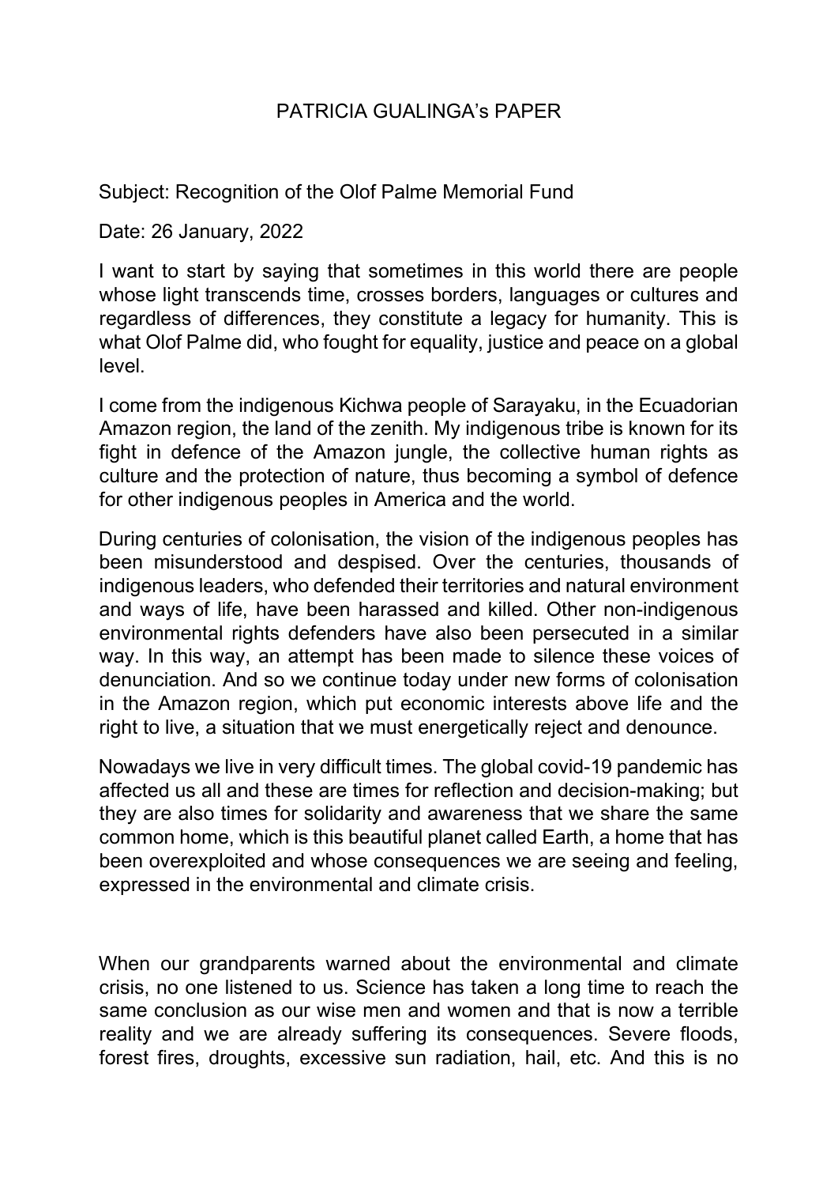# PATRICIA GUALINGA's PAPER

Subject: Recognition of the Olof Palme Memorial Fund

Date: 26 January, 2022

I want to start by saying that sometimes in this world there are people whose light transcends time, crosses borders, languages or cultures and regardless of differences, they constitute a legacy for humanity. This is what Olof Palme did, who fought for equality, justice and peace on a global level.

I come from the indigenous Kichwa people of Sarayaku, in the Ecuadorian Amazon region, the land of the zenith. My indigenous tribe is known for its fight in defence of the Amazon jungle, the collective human rights as culture and the protection of nature, thus becoming a symbol of defence for other indigenous peoples in America and the world.

During centuries of colonisation, the vision of the indigenous peoples has been misunderstood and despised. Over the centuries, thousands of indigenous leaders, who defended their territories and natural environment and ways of life, have been harassed and killed. Other non-indigenous environmental rights defenders have also been persecuted in a similar way. In this way, an attempt has been made to silence these voices of denunciation. And so we continue today under new forms of colonisation in the Amazon region, which put economic interests above life and the right to live, a situation that we must energetically reject and denounce.

Nowadays we live in very difficult times. The global covid-19 pandemic has affected us all and these are times for reflection and decision-making; but they are also times for solidarity and awareness that we share the same common home, which is this beautiful planet called Earth, a home that has been overexploited and whose consequences we are seeing and feeling, expressed in the environmental and climate crisis.

When our grandparents warned about the environmental and climate crisis, no one listened to us. Science has taken a long time to reach the same conclusion as our wise men and women and that is now a terrible reality and we are already suffering its consequences. Severe floods, forest fires, droughts, excessive sun radiation, hail, etc. And this is no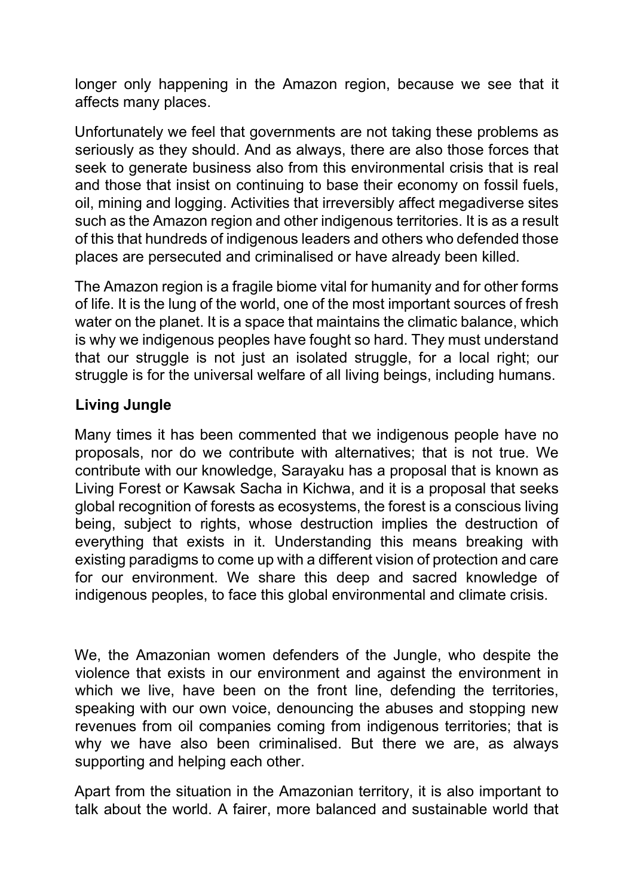longer only happening in the Amazon region, because we see that it affects many places.

Unfortunately we feel that governments are not taking these problems as seriously as they should. And as always, there are also those forces that seek to generate business also from this environmental crisis that is real and those that insist on continuing to base their economy on fossil fuels, oil, mining and logging. Activities that irreversibly affect megadiverse sites such as the Amazon region and other indigenous territories. It is as a result of this that hundreds of indigenous leaders and others who defended those places are persecuted and criminalised or have already been killed.

The Amazon region is a fragile biome vital for humanity and for other forms of life. It is the lung of the world, one of the most important sources of fresh water on the planet. It is a space that maintains the climatic balance, which is why we indigenous peoples have fought so hard. They must understand that our struggle is not just an isolated struggle, for a local right; our struggle is for the universal welfare of all living beings, including humans.

**Living Jungle**

Many times it has been commented that we indigenous people have no proposals, nor do we contribute with alternatives; that is not true. We contribute with our knowledge, Sarayaku has a proposal that is known as Living Forest or Kawsak Sacha in Kichwa, and it is a proposal that seeks global recognition of forests as ecosystems, the forest is a conscious living being, subject to rights, whose destruction implies the destruction of everything that exists in it. Understanding this means breaking with existing paradigms to come up with a different vision of protection and care for our environment. We share this deep and sacred knowledge of indigenous peoples, to face this global environmental and climate crisis.

We, the Amazonian women defenders of the Jungle, who despite the violence that exists in our environment and against the environment in which we live, have been on the front line, defending the territories, speaking with our own voice, denouncing the abuses and stopping new revenues from oil companies coming from indigenous territories; that is why we have also been criminalised. But there we are, as always supporting and helping each other.

Apart from the situation in the Amazonian territory, it is also important to talk about the world. A fairer, more balanced and sustainable world that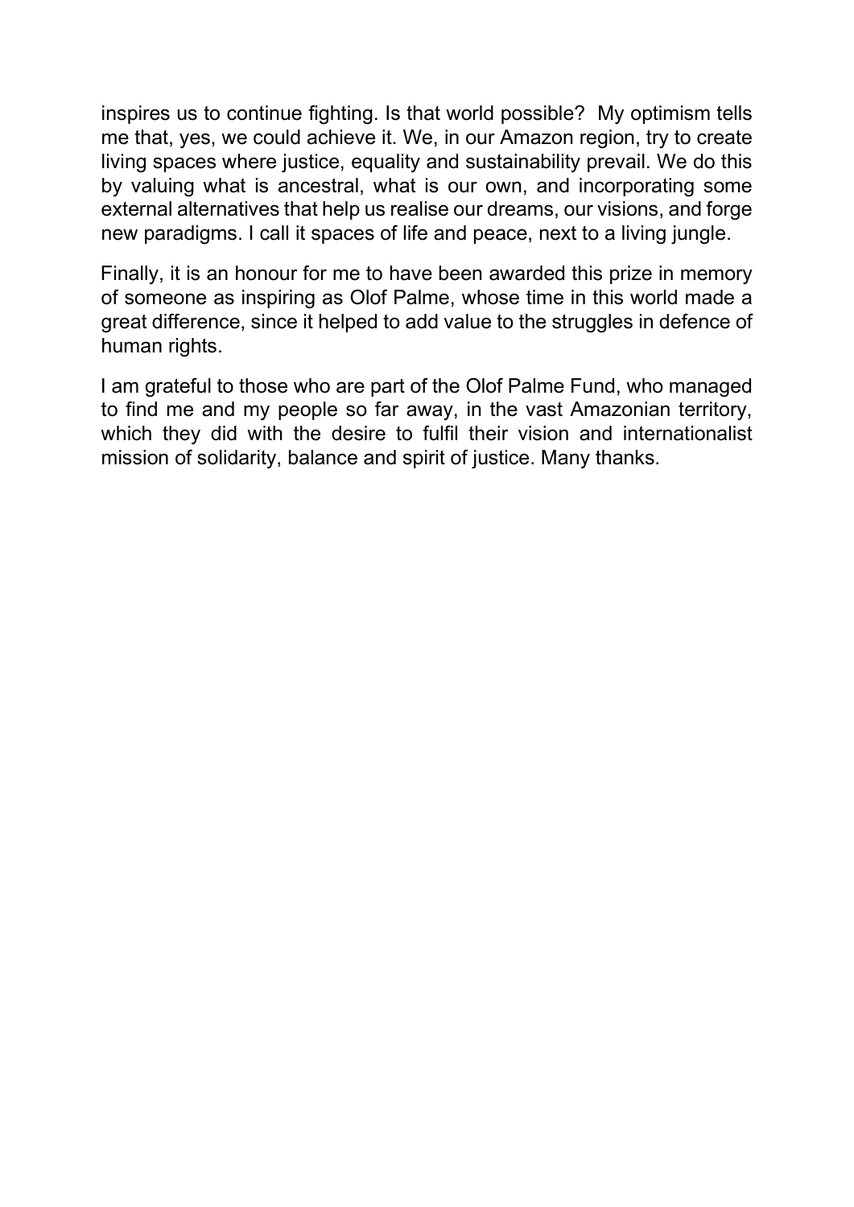inspires us to continue fighting. Is that world possible? My optimism tells me that, yes, we could achieve it. We, in our Amazon region, try to create living spaces where justice, equality and sustainability prevail. We do this by valuing what is ancestral, what is our own, and incorporating some external alternatives that help us realise our dreams, our visions, and forge new paradigms. I call it spaces of life and peace, next to a living jungle.

Finally, it is an honour for me to have been awarded this prize in memory of someone as inspiring as Olof Palme, whose time in this world made a great difference, since it helped to add value to the struggles in defence of human rights.

I am grateful to those who are part of the Olof Palme Fund, who managed to find me and my people so far away, in the vast Amazonian territory, which they did with the desire to fulfil their vision and internationalist mission of solidarity, balance and spirit of justice. Many thanks.